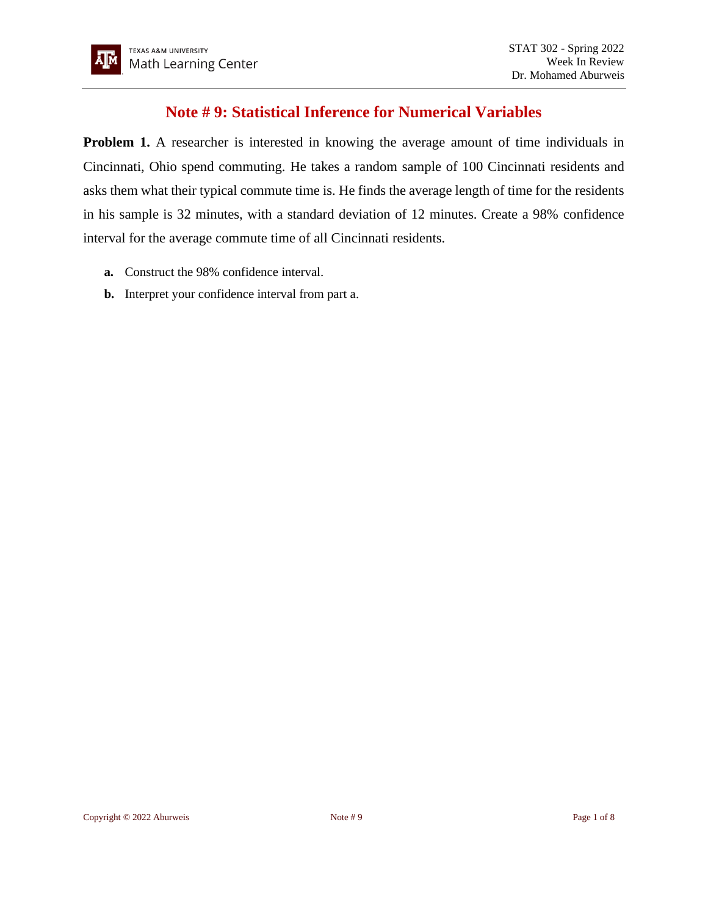# Note # 9: Statistical Inference for Numerical Variables

**Problem 1.** A researcher is interested in knowing the average amount of time individuals in Cincinnati, Ohio spend commuting. He takes a random sample of 100 Cincinnati residents and asks them what their typical commute time is. He finds the average length of time for the residents in his sample is 32 minutes, with a standard deviation of 12 minutes. Create a 98% confidence interval for the average commute time of all Cincinnati residents.

- **a.** Construct the 98% confidence interval.
- **b.** Interpret your confidence interval from part a.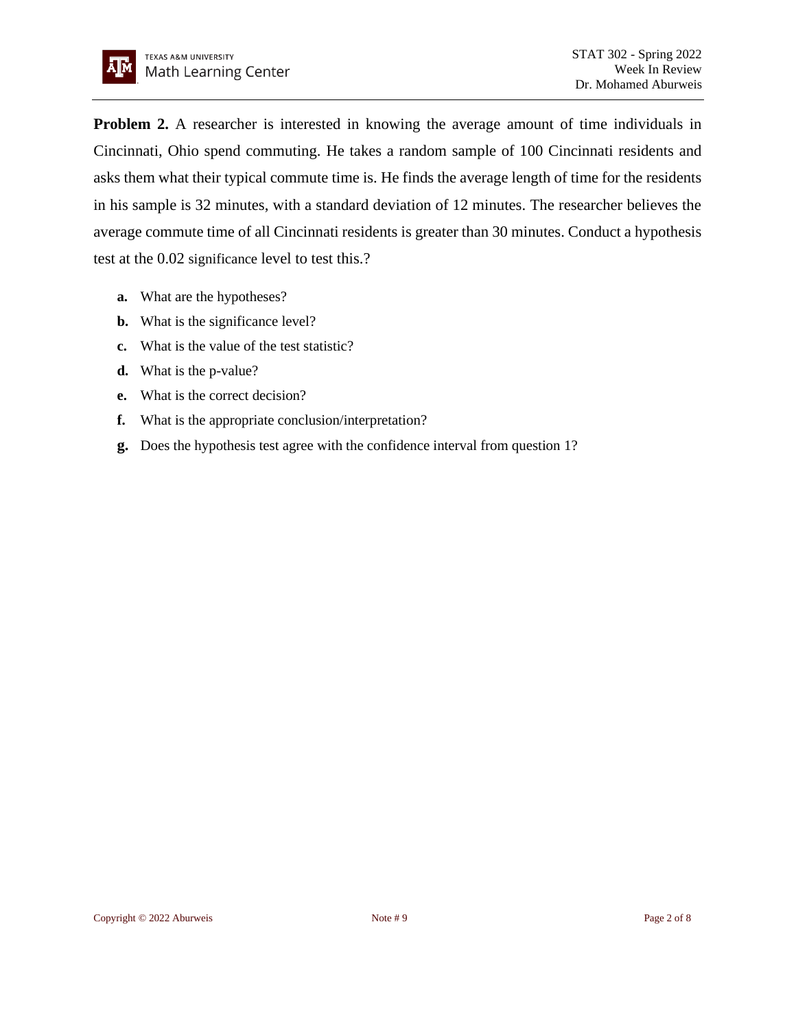**Problem 2.** A researcher is interested in knowing the average amount of time individuals in Cincinnati, Ohio spend commuting. He takes a random sample of 100 Cincinnati residents and asks them what their typical commute time is. He finds the average length of time for the residents in his sample is 32 minutes, with a standard deviation of 12 minutes. The researcher believes the average commute time of all Cincinnati residents is greater than 30 minutes. Conduct a hypothesis test at the 0.02 significance level to test this.?

**a.** What are the hypotheses?

**b.** What is the significance level?

**c.** What is the value of the test statistic?

**d.** What is the p-value?

**e.** What is the correct decision?

**f.** What is the appropriate conclusion/interpretation?

**g.** Does the hypothesis test agree with the confidence interval from question 1?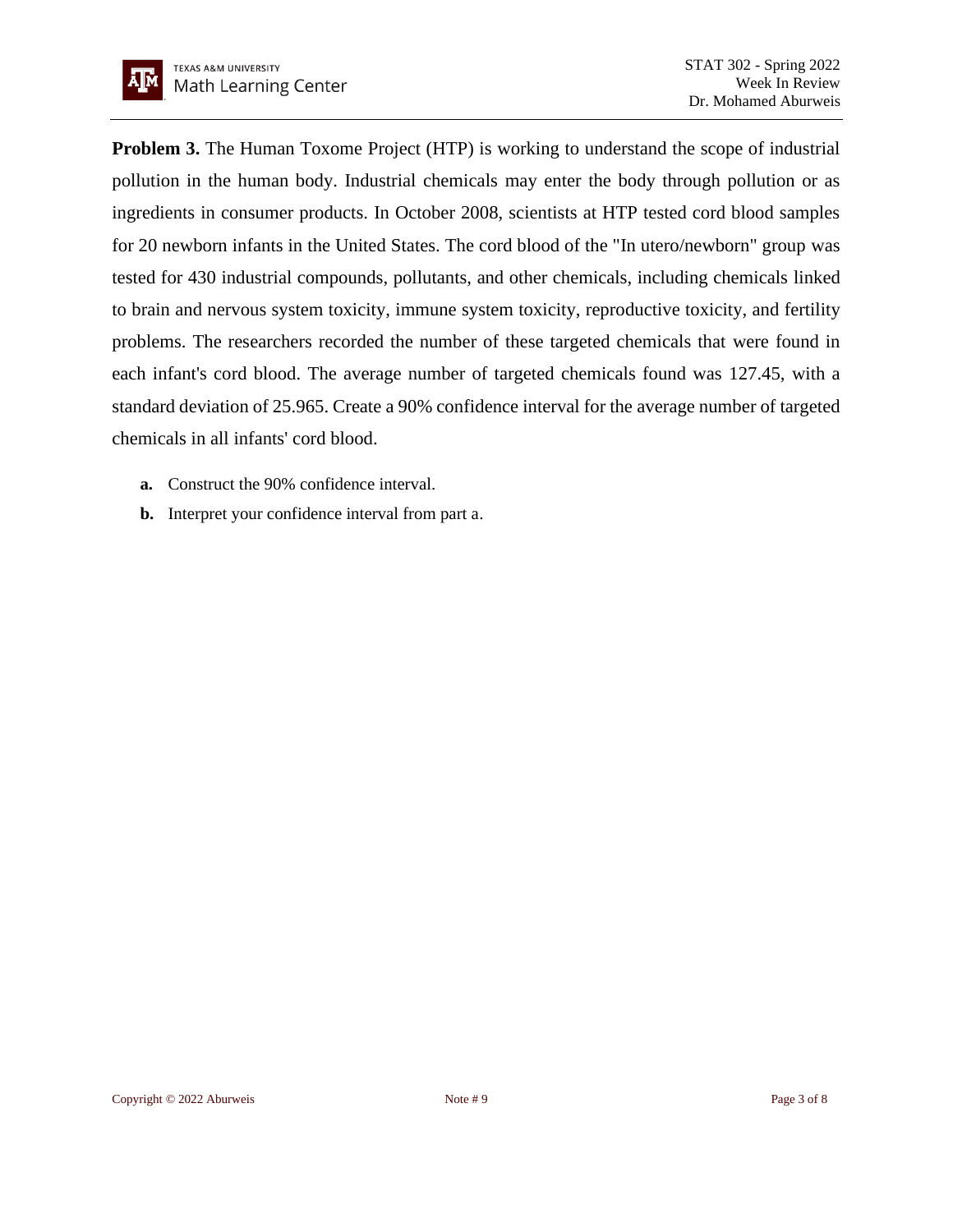**Problem 3.** The Human Toxome Project (HTP) is working to understand the scope of industrial pollution in the human body. Industrial chemicals may enter the body through pollution or as ingredients in consumer products. In October 2008, scientists at HTP tested cord blood samples for 20 newborn infants in the United States. The cord blood of the "In utero/newborn" group was tested for 430 industrial compounds, pollutants, and other chemicals, including chemicals linked to brain and nervous system toxicity, immune system toxicity, reproductive toxicity, and fertility problems. The researchers recorded the number of these targeted chemicals that were found in each infant's cord blood. The average number of targeted chemicals found was 127.45, with a standard deviation of 25.965. Create a 90% confidence interval for the average number of targeted chemicals in all infants' cord blood.

- **a.** Construct the 90% confidence interval.
- **b.** Interpret your confidence interval from part a.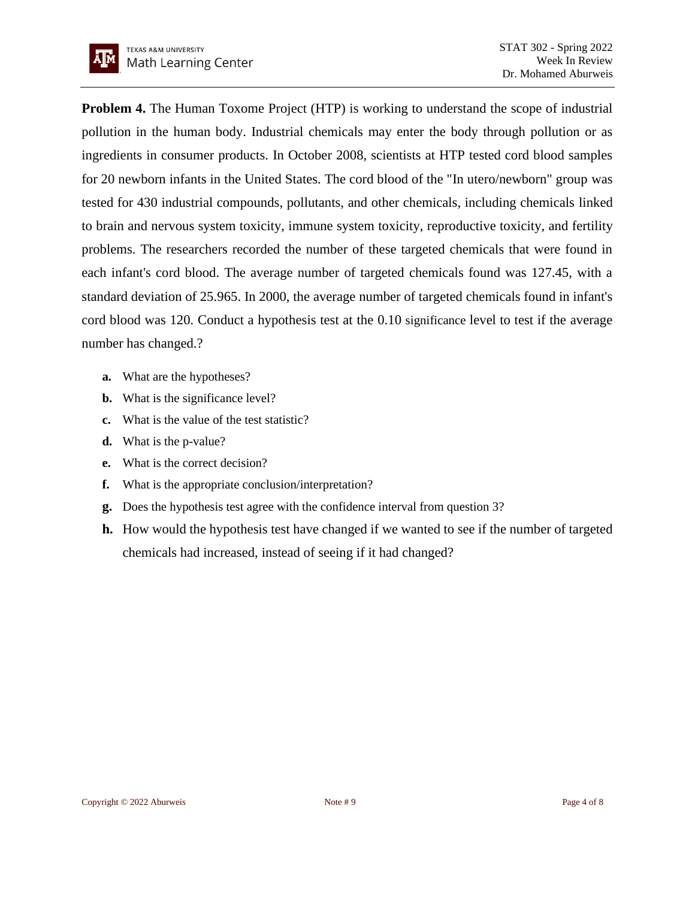**Problem 4.** The Human Toxome Project (HTP) is working to understand the scope of industrial pollution in the human body. Industrial chemicals may enter the body through pollution or as ingredients in consumer products. In October 2008, scientists at HTP tested cord blood samples for 20 newborn infants in the United States. The cord blood of the "In utero/newborn" group was tested for 430 industrial compounds, pollutants, and other chemicals, including chemicals linked to brain and nervous system toxicity, immune system toxicity, reproductive toxicity, and fertility problems. The researchers recorded the number of these targeted chemicals that were found in each infant's cord blood. The average number of targeted chemicals found was 127.45, with a standard deviation of 25.965. In 2000, the average number of targeted chemicals found in infant's cord blood was 120. Conduct a hypothesis test at the 0.10 significance level to test if the average number has changed.?

- **a.** What are the hypotheses?
- **b.** What is the significance level?
- **c.** What is the value of the test statistic?
- **d.** What is the p-value?
- **e.** What is the correct decision?
- **f.** What is the appropriate conclusion/interpretation?
- **g.** Does the hypothesis test agree with the confidence interval from question 3?
- **h.** How would the hypothesis test have changed if we wanted to see if the number of targeted chemicals had increased, instead of seeing if it had changed?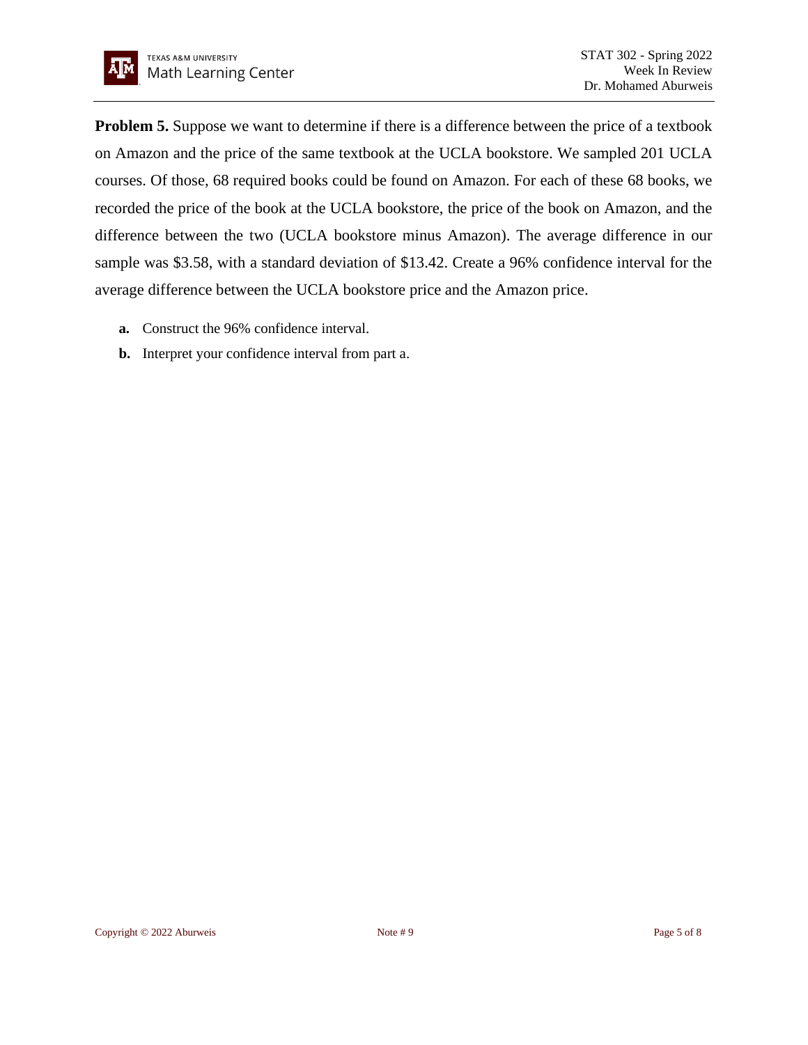**Problem 5.** Suppose we want to determine if there is a difference between the price of a textbook on Amazon and the price of the same textbook at the UCLA bookstore. We sampled 201 UCLA courses. Of those, 68 required books could be found on Amazon. For each of these 68 books, we recorded the price of the book at the UCLA bookstore, the price of the book on Amazon, and the difference between the two (UCLA bookstore minus Amazon). The average difference in our sample was $3.58, with a standard deviation of $13.42. Create a 96% confidence interval for the average difference between the UCLA bookstore price and the Amazon price.

- **a.** Construct the 96% confidence interval.
- **b.** Interpret your confidence interval from part a.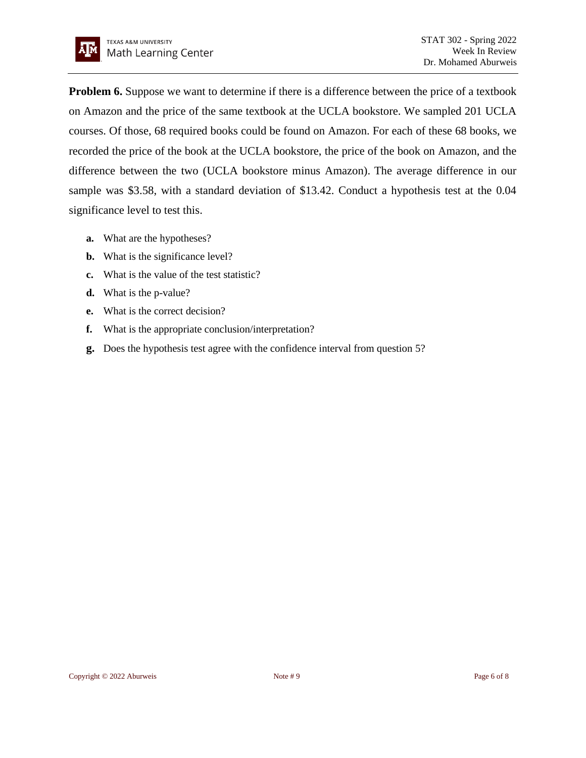**Problem 6.** Suppose we want to determine if there is a difference between the price of a textbook on Amazon and the price of the same textbook at the UCLA bookstore. We sampled 201 UCLA courses. Of those, 68 required books could be found on Amazon. For each of these 68 books, we recorded the price of the book at the UCLA bookstore, the price of the book on Amazon, and the difference between the two (UCLA bookstore minus Amazon). The average difference in our sample was \$3.58, with a standard deviation of \$13.42. Conduct a hypothesis test at the 0.04 significance level to test this.

- **a.** What are the hypotheses?
- **b.** What is the significance level?
- **c.** What is the value of the test statistic?
- **d.** What is the p-value?
- **e.** What is the correct decision?
- **f.** What is the appropriate conclusion/interpretation?
- **g.** Does the hypothesis test agree with the confidence interval from question 5?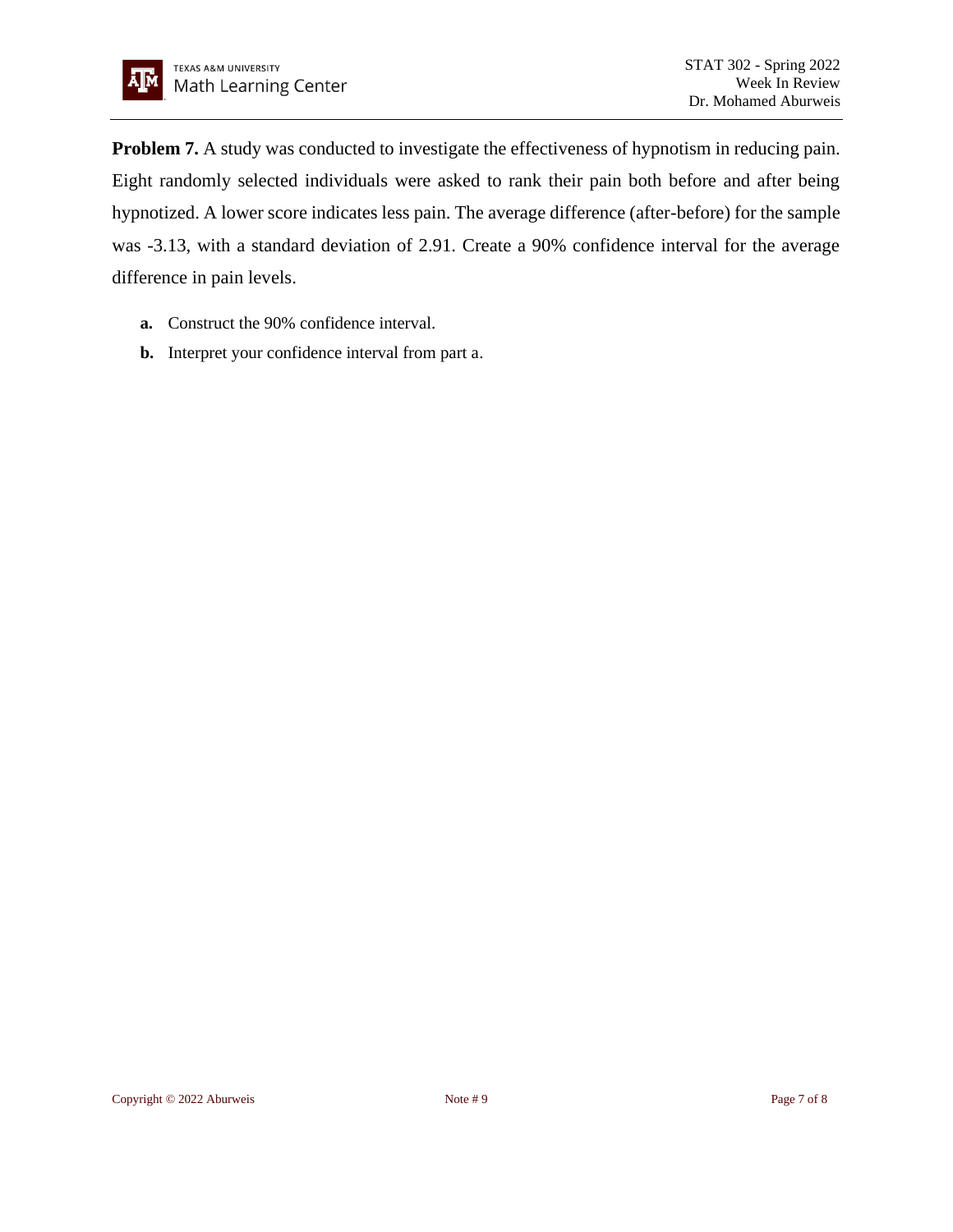**Problem 7.** A study was conducted to investigate the effectiveness of hypnotism in reducing pain. Eight randomly selected individuals were asked to rank their pain both before and after being hypnotized. A lower score indicates less pain. The average difference (after-before) for the sample was -3.13, with a standard deviation of 2.91. Create a 90% confidence interval for the average difference in pain levels.

- **a.** Construct the 90% confidence interval.
- **b.** Interpret your confidence interval from part a.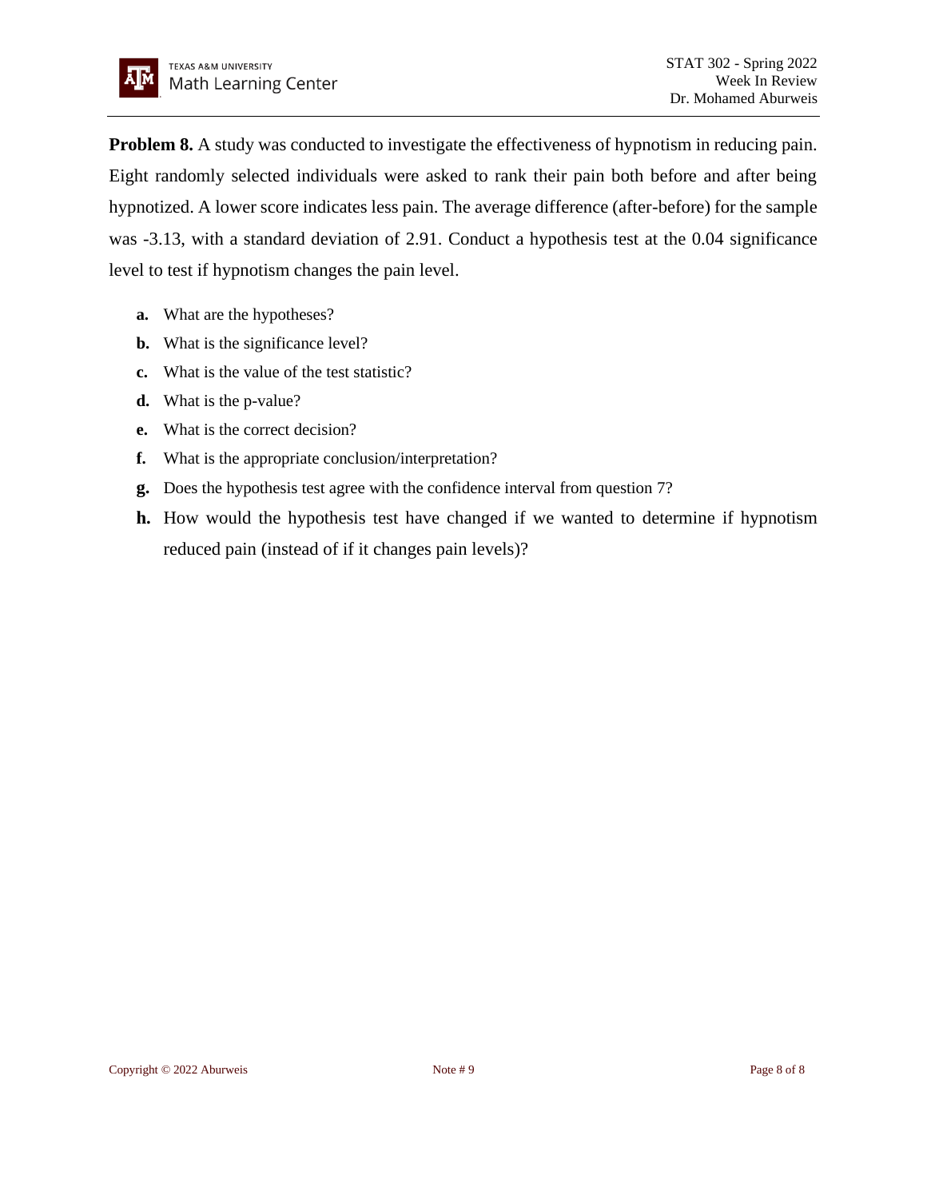**Problem 8.** A study was conducted to investigate the effectiveness of hypnotism in reducing pain. Eight randomly selected individuals were asked to rank their pain both before and after being hypnotized. A lower score indicates less pain. The average difference (after-before) for the sample was -3.13, with a standard deviation of 2.91. Conduct a hypothesis test at the 0.04 significance level to test if hypnotism changes the pain level.

**a.** What are the hypotheses?

**b.** What is the significance level?

**c.** What is the value of the test statistic?

**d.** What is the p-value?

**e.** What is the correct decision?

**f.** What is the appropriate conclusion/interpretation?

**g.** Does the hypothesis test agree with the confidence interval from question 7?

**h.** How would the hypothesis test have changed if we wanted to determine if hypnotism reduced pain (instead of if it changes pain levels)?